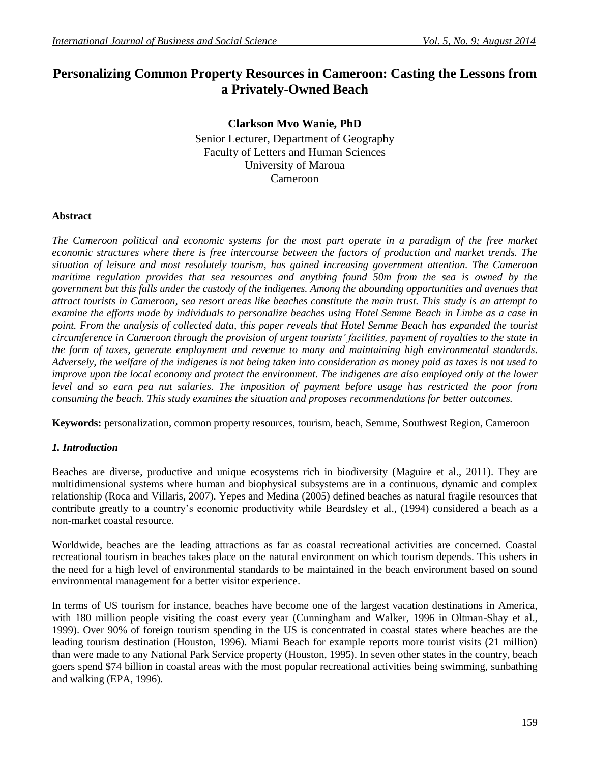# Personalizing Common Property Resources in Cameroon: Casting the Lessons from a Privately-Owned Beach

**Clarkson Mvo Wanie, PhD**

Senior Lecturer, Department of Geography
Faculty of Letters and Human Sciences
University of Maroua
Cameroon

## Abstract

*The Cameroon political and economic systems for the most part operate in a paradigm of the free market economic structures where there is free intercourse between the factors of production and market trends. The situation of leisure and most resolutely tourism, has gained increasing government attention. The Cameroon maritime regulation provides that sea resources and anything found 50m from the sea is owned by the government but this falls under the custody of the indigenes. Among the abounding opportunities and avenues that attract tourists in Cameroon, sea resort areas like beaches constitute the main trust. This study is an attempt to examine the efforts made by individuals to personalize beaches using Hotel Semme Beach in Limbe as a case in point. From the analysis of collected data, this paper reveals that Hotel Semme Beach has expanded the tourist circumference in Cameroon through the provision of urgent tourists' facilities, payment of royalties to the state in the form of taxes, generate employment and revenue to many and maintaining high environmental standards. Adversely, the welfare of the indigenes is not being taken into consideration as money paid as taxes is not used to improve upon the local economy and protect the environment. The indigenes are also employed only at the lower level and so earn pea nut salaries. The imposition of payment before usage has restricted the poor from consuming the beach. This study examines the situation and proposes recommendations for better outcomes.*

**Keywords:** personalization, common property resources, tourism, beach, Semme, Southwest Region, Cameroon

## *1. Introduction*

Beaches are diverse, productive and unique ecosystems rich in biodiversity (Maguire et al., 2011). They are multidimensional systems where human and biophysical subsystems are in a continuous, dynamic and complex relationship (Roca and Villaris, 2007). Yepes and Medina (2005) defined beaches as natural fragile resources that contribute greatly to a country's economic productivity while Beardsley et al., (1994) considered a beach as a non-market coastal resource.

Worldwide, beaches are the leading attractions as far as coastal recreational activities are concerned. Coastal recreational tourism in beaches takes place on the natural environment on which tourism depends. This ushers in the need for a high level of environmental standards to be maintained in the beach environment based on sound environmental management for a better visitor experience.

In terms of US tourism for instance, beaches have become one of the largest vacation destinations in America, with 180 million people visiting the coast every year (Cunningham and Walker, 1996 in Oltman-Shay et al., 1999). Over 90% of foreign tourism spending in the US is concentrated in coastal states where beaches are the leading tourism destination (Houston, 1996). Miami Beach for example reports more tourist visits (21 million) than were made to any National Park Service property (Houston, 1995). In seven other states in the country, beach goers spend $74 billion in coastal areas with the most popular recreational activities being swimming, sunbathing and walking (EPA, 1996).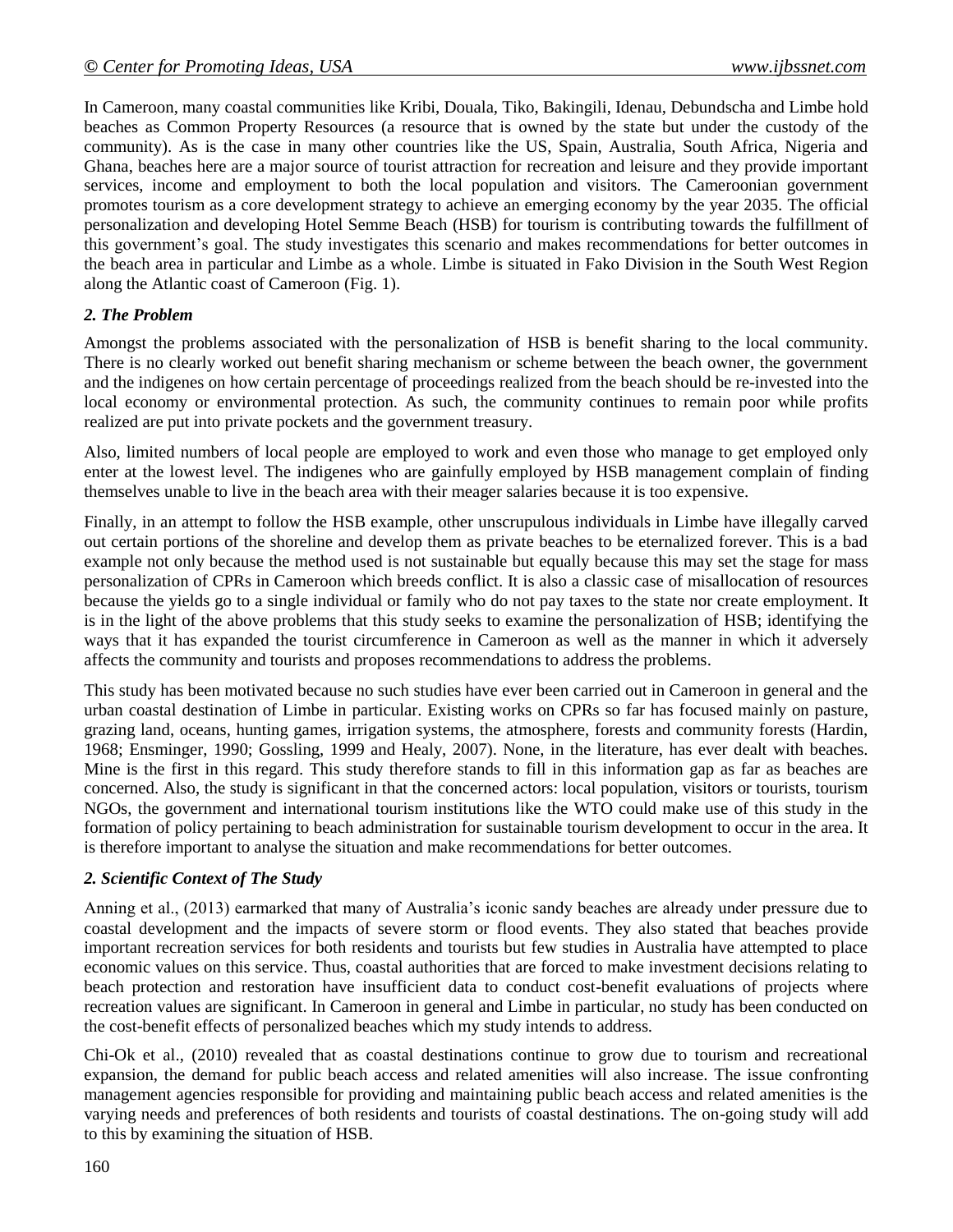In Cameroon, many coastal communities like Kribi, Douala, Tiko, Bakingili, Idenau, Debundscha and Limbe hold beaches as Common Property Resources (a resource that is owned by the state but under the custody of the community). As is the case in many other countries like the US, Spain, Australia, South Africa, Nigeria and Ghana, beaches here are a major source of tourist attraction for recreation and leisure and they provide important services, income and employment to both the local population and visitors. The Cameroonian government promotes tourism as a core development strategy to achieve an emerging economy by the year 2035. The official personalization and developing Hotel Semme Beach (HSB) for tourism is contributing towards the fulfillment of this government's goal. The study investigates this scenario and makes recommendations for better outcomes in the beach area in particular and Limbe as a whole. Limbe is situated in Fako Division in the South West Region along the Atlantic coast of Cameroon (Fig. 1).

### *2. The Problem*

Amongst the problems associated with the personalization of HSB is benefit sharing to the local community. There is no clearly worked out benefit sharing mechanism or scheme between the beach owner, the government and the indigenes on how certain percentage of proceedings realized from the beach should be re-invested into the local economy or environmental protection. As such, the community continues to remain poor while profits realized are put into private pockets and the government treasury.

Also, limited numbers of local people are employed to work and even those who manage to get employed only enter at the lowest level. The indigenes who are gainfully employed by HSB management complain of finding themselves unable to live in the beach area with their meager salaries because it is too expensive.

Finally, in an attempt to follow the HSB example, other unscrupulous individuals in Limbe have illegally carved out certain portions of the shoreline and develop them as private beaches to be eternalized forever. This is a bad example not only because the method used is not sustainable but equally because this may set the stage for mass personalization of CPRs in Cameroon which breeds conflict. It is also a classic case of misallocation of resources because the yields go to a single individual or family who do not pay taxes to the state nor create employment. It is in the light of the above problems that this study seeks to examine the personalization of HSB; identifying the ways that it has expanded the tourist circumference in Cameroon as well as the manner in which it adversely affects the community and tourists and proposes recommendations to address the problems.

This study has been motivated because no such studies have ever been carried out in Cameroon in general and the urban coastal destination of Limbe in particular. Existing works on CPRs so far has focused mainly on pasture, grazing land, oceans, hunting games, irrigation systems, the atmosphere, forests and community forests (Hardin, 1968; Ensminger, 1990; Gossling, 1999 and Healy, 2007). None, in the literature, has ever dealt with beaches. Mine is the first in this regard. This study therefore stands to fill in this information gap as far as beaches are concerned. Also, the study is significant in that the concerned actors: local population, visitors or tourists, tourism NGOs, the government and international tourism institutions like the WTO could make use of this study in the formation of policy pertaining to beach administration for sustainable tourism development to occur in the area. It is therefore important to analyse the situation and make recommendations for better outcomes.

### *2. Scientific Context of The Study*

Anning et al., (2013) earmarked that many of Australia's iconic sandy beaches are already under pressure due to coastal development and the impacts of severe storm or flood events. They also stated that beaches provide important recreation services for both residents and tourists but few studies in Australia have attempted to place economic values on this service. Thus, coastal authorities that are forced to make investment decisions relating to beach protection and restoration have insufficient data to conduct cost-benefit evaluations of projects where recreation values are significant. In Cameroon in general and Limbe in particular, no study has been conducted on the cost-benefit effects of personalized beaches which my study intends to address.

Chi-Ok et al., (2010) revealed that as coastal destinations continue to grow due to tourism and recreational expansion, the demand for public beach access and related amenities will also increase. The issue confronting management agencies responsible for providing and maintaining public beach access and related amenities is the varying needs and preferences of both residents and tourists of coastal destinations. The on-going study will add to this by examining the situation of HSB.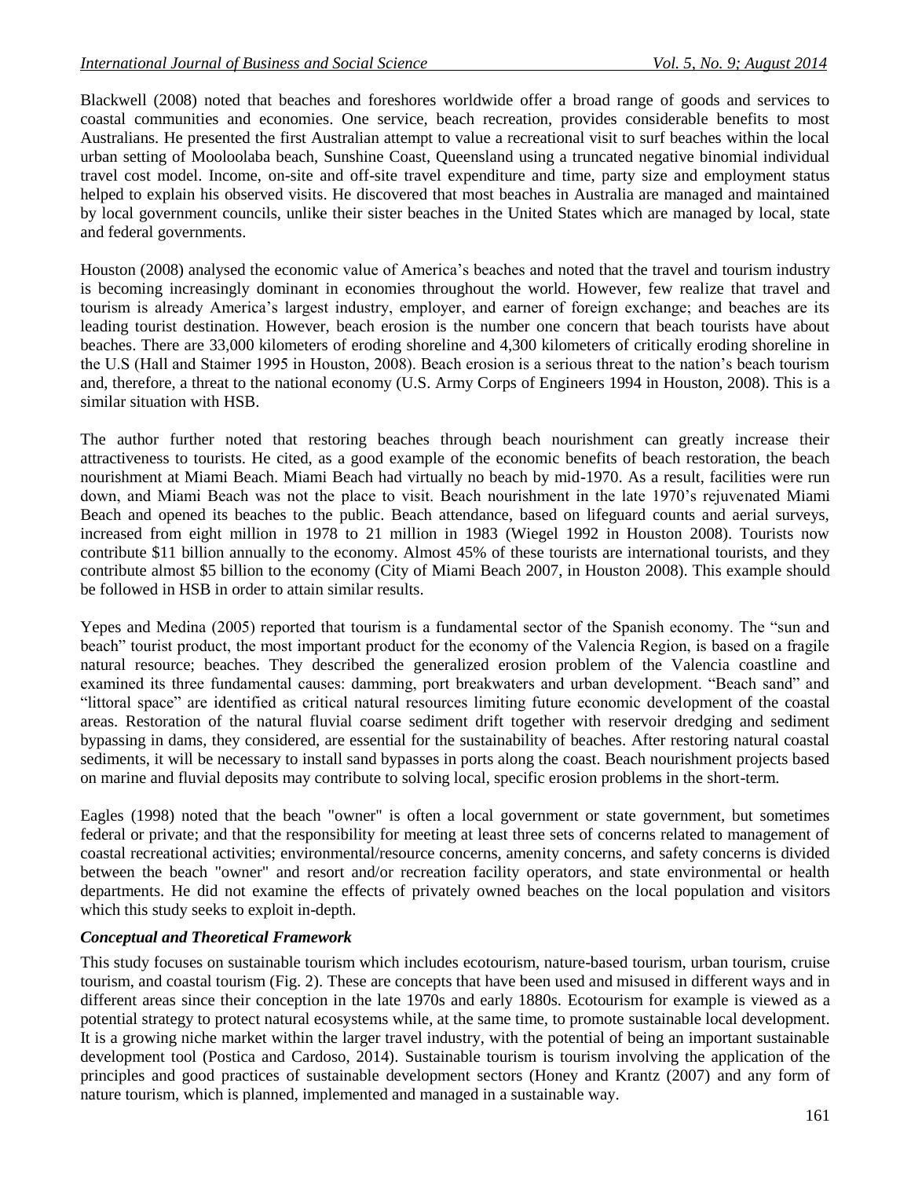Blackwell (2008) noted that beaches and foreshores worldwide offer a broad range of goods and services to coastal communities and economies. One service, beach recreation, provides considerable benefits to most Australians. He presented the first Australian attempt to value a recreational visit to surf beaches within the local urban setting of Mooloolaba beach, Sunshine Coast, Queensland using a truncated negative binomial individual travel cost model. Income, on-site and off-site travel expenditure and time, party size and employment status helped to explain his observed visits. He discovered that most beaches in Australia are managed and maintained by local government councils, unlike their sister beaches in the United States which are managed by local, state and federal governments.

Houston (2008) analysed the economic value of America's beaches and noted that the travel and tourism industry is becoming increasingly dominant in economies throughout the world. However, few realize that travel and tourism is already America's largest industry, employer, and earner of foreign exchange; and beaches are its leading tourist destination. However, beach erosion is the number one concern that beach tourists have about beaches. There are 33,000 kilometers of eroding shoreline and 4,300 kilometers of critically eroding shoreline in the U.S (Hall and Staimer 1995 in Houston, 2008). Beach erosion is a serious threat to the nation's beach tourism and, therefore, a threat to the national economy (U.S. Army Corps of Engineers 1994 in Houston, 2008). This is a similar situation with HSB.

The author further noted that restoring beaches through beach nourishment can greatly increase their attractiveness to tourists. He cited, as a good example of the economic benefits of beach restoration, the beach nourishment at Miami Beach. Miami Beach had virtually no beach by mid-1970. As a result, facilities were run down, and Miami Beach was not the place to visit. Beach nourishment in the late 1970's rejuvenated Miami Beach and opened its beaches to the public. Beach attendance, based on lifeguard counts and aerial surveys, increased from eight million in 1978 to 21 million in 1983 (Wiegel 1992 in Houston 2008). Tourists now contribute \$11 billion annually to the economy. Almost 45% of these tourists are international tourists, and they contribute almost \$5 billion to the economy (City of Miami Beach 2007, in Houston 2008). This example should be followed in HSB in order to attain similar results.

Yepes and Medina (2005) reported that tourism is a fundamental sector of the Spanish economy. The "sun and beach" tourist product, the most important product for the economy of the Valencia Region, is based on a fragile natural resource; beaches. They described the generalized erosion problem of the Valencia coastline and examined its three fundamental causes: damming, port breakwaters and urban development. "Beach sand" and "littoral space" are identified as critical natural resources limiting future economic development of the coastal areas. Restoration of the natural fluvial coarse sediment drift together with reservoir dredging and sediment bypassing in dams, they considered, are essential for the sustainability of beaches. After restoring natural coastal sediments, it will be necessary to install sand bypasses in ports along the coast. Beach nourishment projects based on marine and fluvial deposits may contribute to solving local, specific erosion problems in the short-term.

Eagles (1998) noted that the beach "owner" is often a local government or state government, but sometimes federal or private; and that the responsibility for meeting at least three sets of concerns related to management of coastal recreational activities; environmental/resource concerns, amenity concerns, and safety concerns is divided between the beach "owner" and resort and/or recreation facility operators, and state environmental or health departments. He did not examine the effects of privately owned beaches on the local population and visitors which this study seeks to exploit in-depth.

### *Conceptual and Theoretical Framework*

This study focuses on sustainable tourism which includes ecotourism, nature-based tourism, urban tourism, cruise tourism, and coastal tourism (Fig. 2). These are concepts that have been used and misused in different ways and in different areas since their conception in the late 1970s and early 1880s. Ecotourism for example is viewed as a potential strategy to protect natural ecosystems while, at the same time, to promote sustainable local development. It is a growing niche market within the larger travel industry, with the potential of being an important sustainable development tool (Postica and Cardoso, 2014). Sustainable tourism is tourism involving the application of the principles and good practices of sustainable development sectors (Honey and Krantz (2007) and any form of nature tourism, which is planned, implemented and managed in a sustainable way.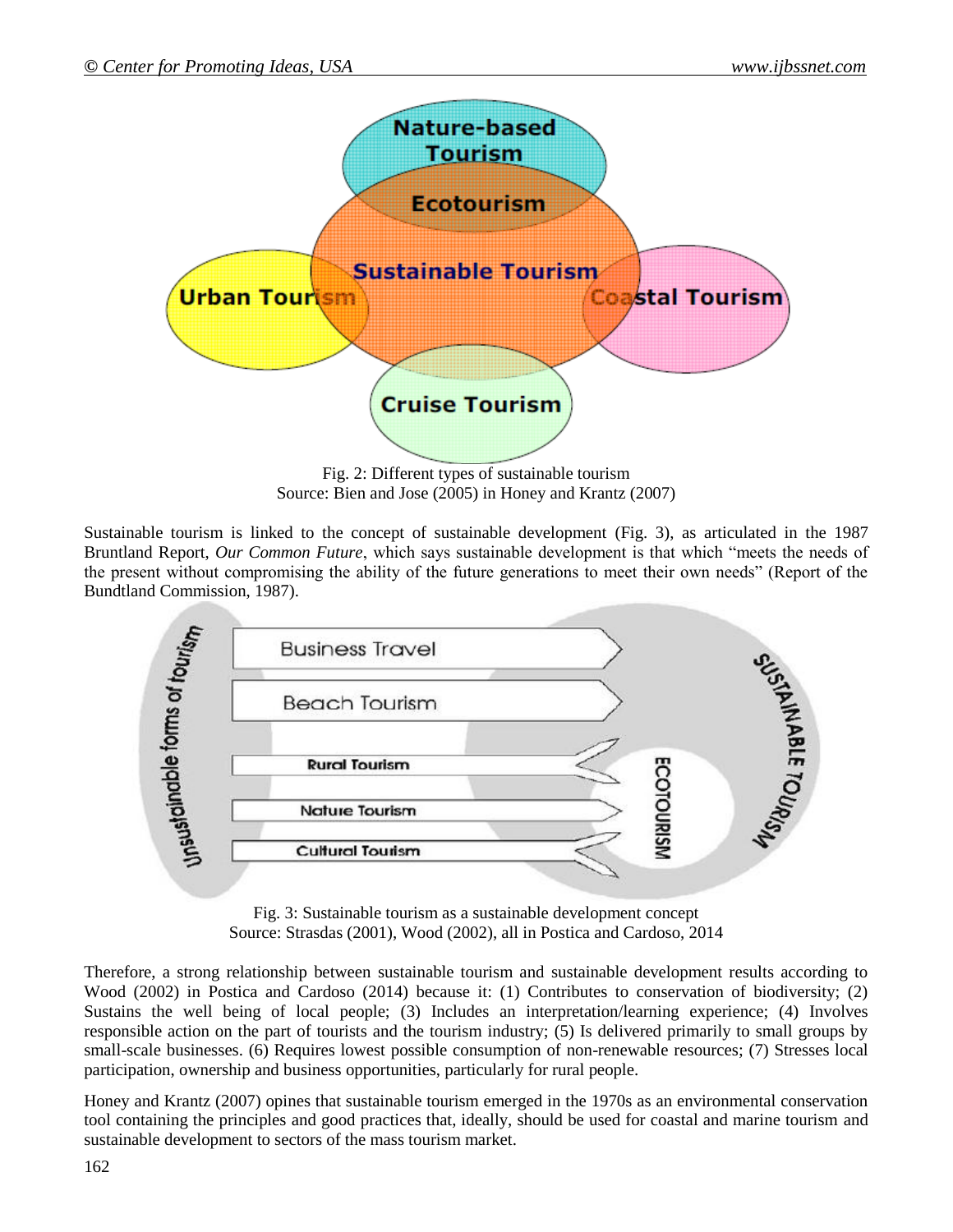Fig. 2: Different types of sustainable tourism
Source: Bien and Jose (2005) in Honey and Krantz (2007)

Sustainable tourism is linked to the concept of sustainable development (Fig. 3), as articulated in the 1987 Bruntland Report, *Our Common Future*, which says sustainable development is that which "meets the needs of the present without compromising the ability of the future generations to meet their own needs" (Report of the Bundtland Commission, 1987).

Fig. 3: Sustainable tourism as a sustainable development concept
Source: Strasdas (2001), Wood (2002), all in Postica and Cardoso, 2014

Therefore, a strong relationship between sustainable tourism and sustainable development results according to Wood (2002) in Postica and Cardoso (2014) because it: (1) Contributes to conservation of biodiversity; (2) Sustains the well being of local people; (3) Includes an interpretation/learning experience; (4) Involves responsible action on the part of tourists and the tourism industry; (5) Is delivered primarily to small groups by small-scale businesses. (6) Requires lowest possible consumption of non-renewable resources; (7) Stresses local participation, ownership and business opportunities, particularly for rural people.

Honey and Krantz (2007) opines that sustainable tourism emerged in the 1970s as an environmental conservation tool containing the principles and good practices that, ideally, should be used for coastal and marine tourism and sustainable development to sectors of the mass tourism market.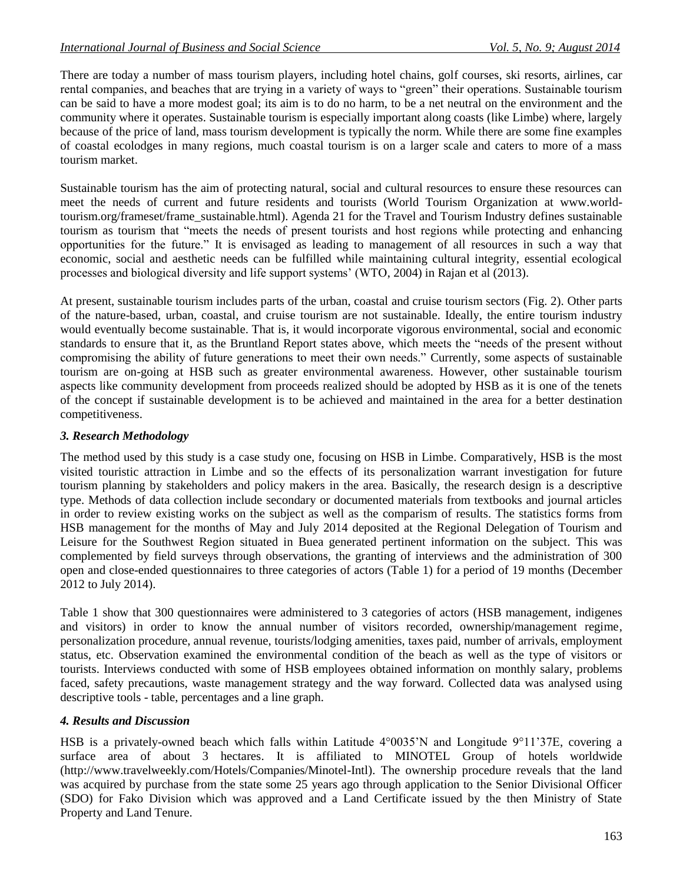There are today a number of mass tourism players, including hotel chains, golf courses, ski resorts, airlines, car rental companies, and beaches that are trying in a variety of ways to "green" their operations. Sustainable tourism can be said to have a more modest goal; its aim is to do no harm, to be a net neutral on the environment and the community where it operates. Sustainable tourism is especially important along coasts (like Limbe) where, largely because of the price of land, mass tourism development is typically the norm. While there are some fine examples of coastal ecolodges in many regions, much coastal tourism is on a larger scale and caters to more of a mass tourism market.

Sustainable tourism has the aim of protecting natural, social and cultural resources to ensure these resources can meet the needs of current and future residents and tourists (World Tourism Organization at www.world-tourism.org/frameset/frame_sustainable.html). Agenda 21 for the Travel and Tourism Industry defines sustainable tourism as tourism that "meets the needs of present tourists and host regions while protecting and enhancing opportunities for the future." It is envisaged as leading to management of all resources in such a way that economic, social and aesthetic needs can be fulfilled while maintaining cultural integrity, essential ecological processes and biological diversity and life support systems' (WTO, 2004) in Rajan et al (2013).

At present, sustainable tourism includes parts of the urban, coastal and cruise tourism sectors (Fig. 2). Other parts of the nature-based, urban, coastal, and cruise tourism are not sustainable. Ideally, the entire tourism industry would eventually become sustainable. That is, it would incorporate vigorous environmental, social and economic standards to ensure that it, as the Bruntland Report states above, which meets the "needs of the present without compromising the ability of future generations to meet their own needs." Currently, some aspects of sustainable tourism are on-going at HSB such as greater environmental awareness. However, other sustainable tourism aspects like community development from proceeds realized should be adopted by HSB as it is one of the tenets of the concept if sustainable development is to be achieved and maintained in the area for a better destination competitiveness.

### *3. Research Methodology*

The method used by this study is a case study one, focusing on HSB in Limbe. Comparatively, HSB is the most visited touristic attraction in Limbe and so the effects of its personalization warrant investigation for future tourism planning by stakeholders and policy makers in the area. Basically, the research design is a descriptive type. Methods of data collection include secondary or documented materials from textbooks and journal articles in order to review existing works on the subject as well as the comparison of results. The statistics forms from HSB management for the months of May and July 2014 deposited at the Regional Delegation of Tourism and Leisure for the Southwest Region situated in Buea generated pertinent information on the subject. This was complemented by field surveys through observations, the granting of interviews and the administration of 300 open and close-ended questionnaires to three categories of actors (Table 1) for a period of 19 months (December 2012 to July 2014).

Table 1 show that 300 questionnaires were administered to 3 categories of actors (HSB management, indigenes and visitors) in order to know the annual number of visitors recorded, ownership/management regime, personalization procedure, annual revenue, tourists/lodging amenities, taxes paid, number of arrivals, employment status, etc. Observation examined the environmental condition of the beach as well as the type of visitors or tourists. Interviews conducted with some of HSB employees obtained information on monthly salary, problems faced, safety precautions, waste management strategy and the way forward. Collected data was analysed using descriptive tools - table, percentages and a line graph.

### *4. Results and Discussion*

HSB is a privately-owned beach which falls within Latitude 4°0035'N and Longitude 9°11'37E, covering a surface area of about 3 hectares. It is affiliated to MINOTEL Group of hotels worldwide (http://www.travelweekly.com/Hotels/Companies/Minotel-Intl). The ownership procedure reveals that the land was acquired by purchase from the state some 25 years ago through application to the Senior Divisional Officer (SDO) for Fako Division which was approved and a Land Certificate issued by the then Ministry of State Property and Land Tenure.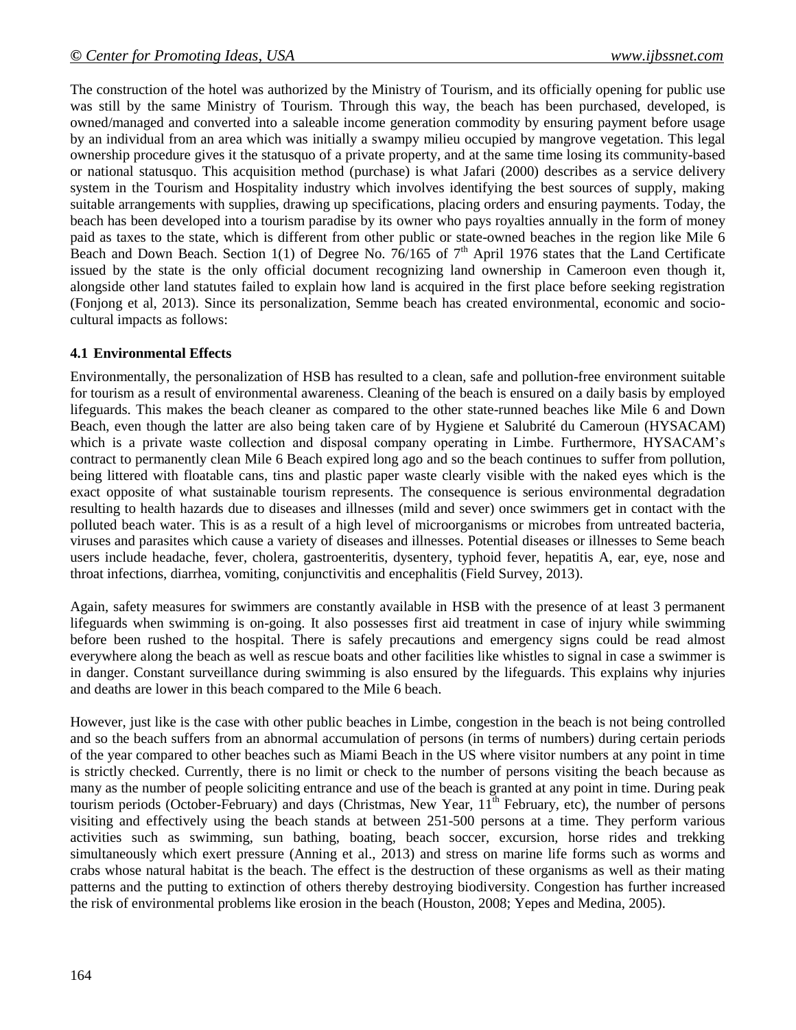The construction of the hotel was authorized by the Ministry of Tourism, and its officially opening for public use was still by the same Ministry of Tourism. Through this way, the beach has been purchased, developed, is owned/managed and converted into a saleable income generation commodity by ensuring payment before usage by an individual from an area which was initially a swampy milieu occupied by mangrove vegetation. This legal ownership procedure gives it the statusquo of a private property, and at the same time losing its community-based or national statusquo. This acquisition method (purchase) is what Jafari (2000) describes as a service delivery system in the Tourism and Hospitality industry which involves identifying the best sources of supply, making suitable arrangements with supplies, drawing up specifications, placing orders and ensuring payments. Today, the beach has been developed into a tourism paradise by its owner who pays royalties annually in the form of money paid as taxes to the state, which is different from other public or state-owned beaches in the region like Mile 6 Beach and Down Beach. Section 1(1) of Degree No. 76/165 of 7[th] April 1976 states that the Land Certificate issued by the state is the only official document recognizing land ownership in Cameroon even though it, alongside other land statutes failed to explain how land is acquired in the first place before seeking registration (Fonjong et al, 2013). Since its personalization, Semme beach has created environmental, economic and socio-cultural impacts as follows:

#### 4.1 Environmental Effects

Environmentally, the personalization of HSB has resulted to a clean, safe and pollution-free environment suitable for tourism as a result of environmental awareness. Cleaning of the beach is ensured on a daily basis by employed lifeguards. This makes the beach cleaner as compared to the other state-runned beaches like Mile 6 and Down Beach, even though the latter are also being taken care of by Hygiene et Salubrité du Cameroun (HYSACAM) which is a private waste collection and disposal company operating in Limbe. Furthermore, HYSACAM's contract to permanently clean Mile 6 Beach expired long ago and so the beach continues to suffer from pollution, being littered with floatable cans, tins and plastic paper waste clearly visible with the naked eyes which is the exact opposite of what sustainable tourism represents. The consequence is serious environmental degradation resulting to health hazards due to diseases and illnesses (mild and sever) once swimmers get in contact with the polluted beach water. This is as a result of a high level of microorganisms or microbes from untreated bacteria, viruses and parasites which cause a variety of diseases and illnesses. Potential diseases or illnesses to Seme beach users include headache, fever, cholera, gastroenteritis, dysentery, typhoid fever, hepatitis A, ear, eye, nose and throat infections, diarrhea, vomiting, conjunctivitis and encephalitis (Field Survey, 2013).

Again, safety measures for swimmers are constantly available in HSB with the presence of at least 3 permanent lifeguards when swimming is on-going. It also possesses first aid treatment in case of injury while swimming before been rushed to the hospital. There is safely precautions and emergency signs could be read almost everywhere along the beach as well as rescue boats and other facilities like whistles to signal in case a swimmer is in danger. Constant surveillance during swimming is also ensured by the lifeguards. This explains why injuries and deaths are lower in this beach compared to the Mile 6 beach.

However, just like is the case with other public beaches in Limbe, congestion in the beach is not being controlled and so the beach suffers from an abnormal accumulation of persons (in terms of numbers) during certain periods of the year compared to other beaches such as Miami Beach in the US where visitor numbers at any point in time is strictly checked. Currently, there is no limit or check to the number of persons visiting the beach because as many as the number of people soliciting entrance and use of the beach is granted at any point in time. During peak tourism periods (October-February) and days (Christmas, New Year, 11[th] February, etc), the number of persons visiting and effectively using the beach stands at between 251-500 persons at a time. They perform various activities such as swimming, sun bathing, boating, beach soccer, excursion, horse rides and trekking simultaneously which exert pressure (Anning et al., 2013) and stress on marine life forms such as worms and crabs whose natural habitat is the beach. The effect is the destruction of these organisms as well as their mating patterns and the putting to extinction of others thereby destroying biodiversity. Congestion has further increased the risk of environmental problems like erosion in the beach (Houston, 2008; Yepes and Medina, 2005).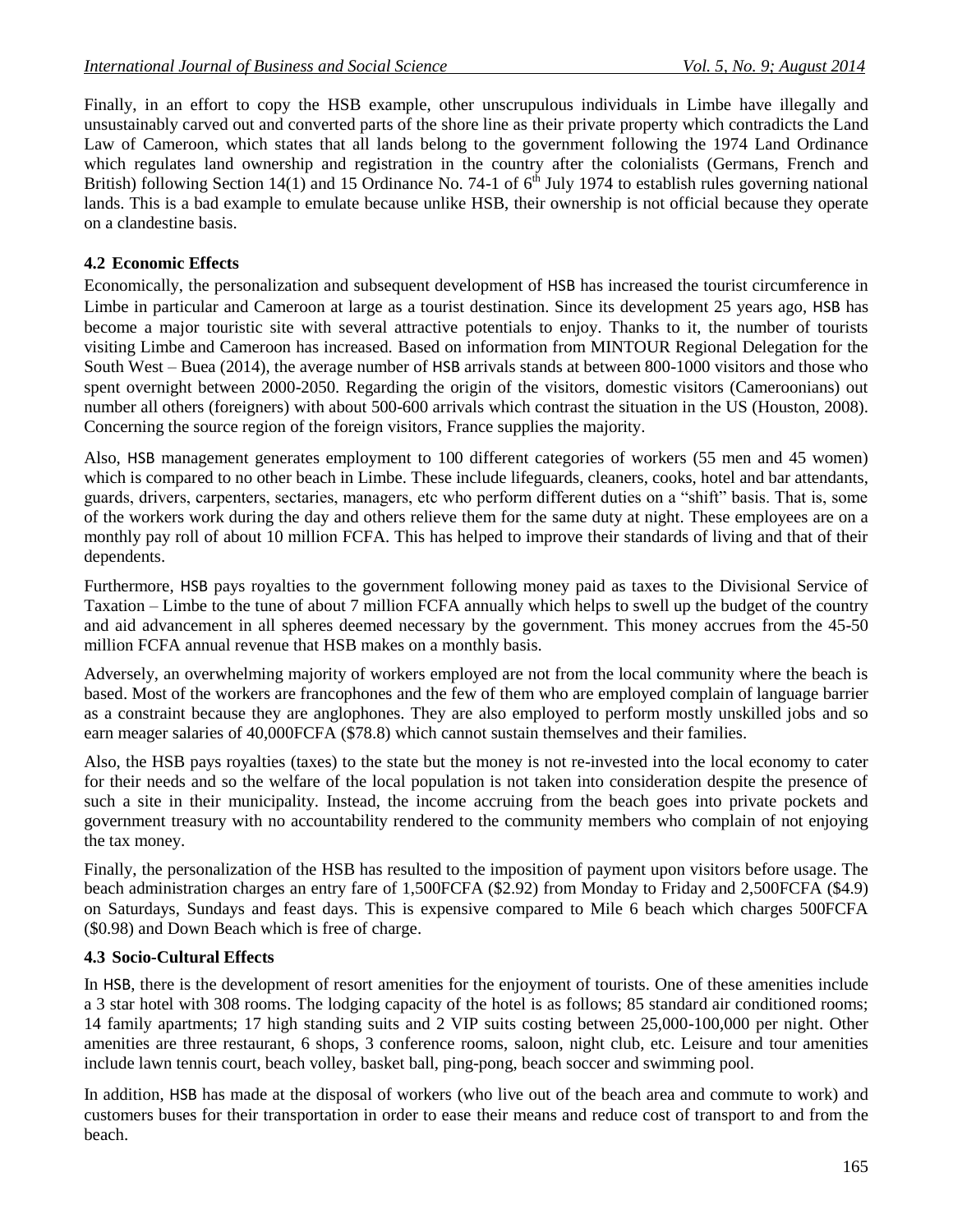Finally, in an effort to copy the HSB example, other unscrupulous individuals in Limbe have illegally and unsustainably carved out and converted parts of the shore line as their private property which contradicts the Land Law of Cameroon, which states that all lands belong to the government following the 1974 Land Ordinance which regulates land ownership and registration in the country after the colonialists (Germans, French and British) following Section 14(1) and 15 Ordinance No. 74-1 of 6th July 1974 to establish rules governing national lands. This is a bad example to emulate because unlike HSB, their ownership is not official because they operate on a clandestine basis.

### 4.2 Economic Effects

Economically, the personalization and subsequent development of HSB has increased the tourist circumference in Limbe in particular and Cameroon at large as a tourist destination. Since its development 25 years ago, HSB has become a major touristic site with several attractive potentials to enjoy. Thanks to it, the number of tourists visiting Limbe and Cameroon has increased. Based on information from MINTOUR Regional Delegation for the South West – Buea (2014), the average number of HSB arrivals stands at between 800-1000 visitors and those who spent overnight between 2000-2050. Regarding the origin of the visitors, domestic visitors (Cameroonians) out number all others (foreigners) with about 500-600 arrivals which contrast the situation in the US (Houston, 2008). Concerning the source region of the foreign visitors, France supplies the majority.

Also, HSB management generates employment to 100 different categories of workers (55 men and 45 women) which is compared to no other beach in Limbe. These include lifeguards, cleaners, cooks, hotel and bar attendants, guards, drivers, carpenters, sectaries, managers, etc who perform different duties on a "shift" basis. That is, some of the workers work during the day and others relieve them for the same duty at night. These employees are on a monthly pay roll of about 10 million FCFA. This has helped to improve their standards of living and that of their dependents.

Furthermore, HSB pays royalties to the government following money paid as taxes to the Divisional Service of Taxation – Limbe to the tune of about 7 million FCFA annually which helps to swell up the budget of the country and aid advancement in all spheres deemed necessary by the government. This money accrues from the 45-50 million FCFA annual revenue that HSB makes on a monthly basis.

Adversely, an overwhelming majority of workers employed are not from the local community where the beach is based. Most of the workers are francophones and the few of them who are employed complain of language barrier as a constraint because they are anglophones. They are also employed to perform mostly unskilled jobs and so earn meager salaries of 40,000FCFA ($78.8) which cannot sustain themselves and their families.

Also, the HSB pays royalties (taxes) to the state but the money is not re-invested into the local economy to cater for their needs and so the welfare of the local population is not taken into consideration despite the presence of such a site in their municipality. Instead, the income accruing from the beach goes into private pockets and government treasury with no accountability rendered to the community members who complain of not enjoying the tax money.

Finally, the personalization of the HSB has resulted to the imposition of payment upon visitors before usage. The beach administration charges an entry fare of 1,500FCFA ($2.92) from Monday to Friday and 2,500FCFA ($4.9) on Saturdays, Sundays and feast days. This is expensive compared to Mile 6 beach which charges 500FCFA ($0.98) and Down Beach which is free of charge.

### 4.3 Socio-Cultural Effects

In HSB, there is the development of resort amenities for the enjoyment of tourists. One of these amenities include a 3 star hotel with 308 rooms. The lodging capacity of the hotel is as follows; 85 standard air conditioned rooms; 14 family apartments; 17 high standing suits and 2 VIP suits costing between 25,000-100,000 per night. Other amenities are three restaurant, 6 shops, 3 conference rooms, saloon, night club, etc. Leisure and tour amenities include lawn tennis court, beach volley, basket ball, ping-pong, beach soccer and swimming pool.

In addition, HSB has made at the disposal of workers (who live out of the beach area and commute to work) and customers buses for their transportation in order to ease their means and reduce cost of transport to and from the beach.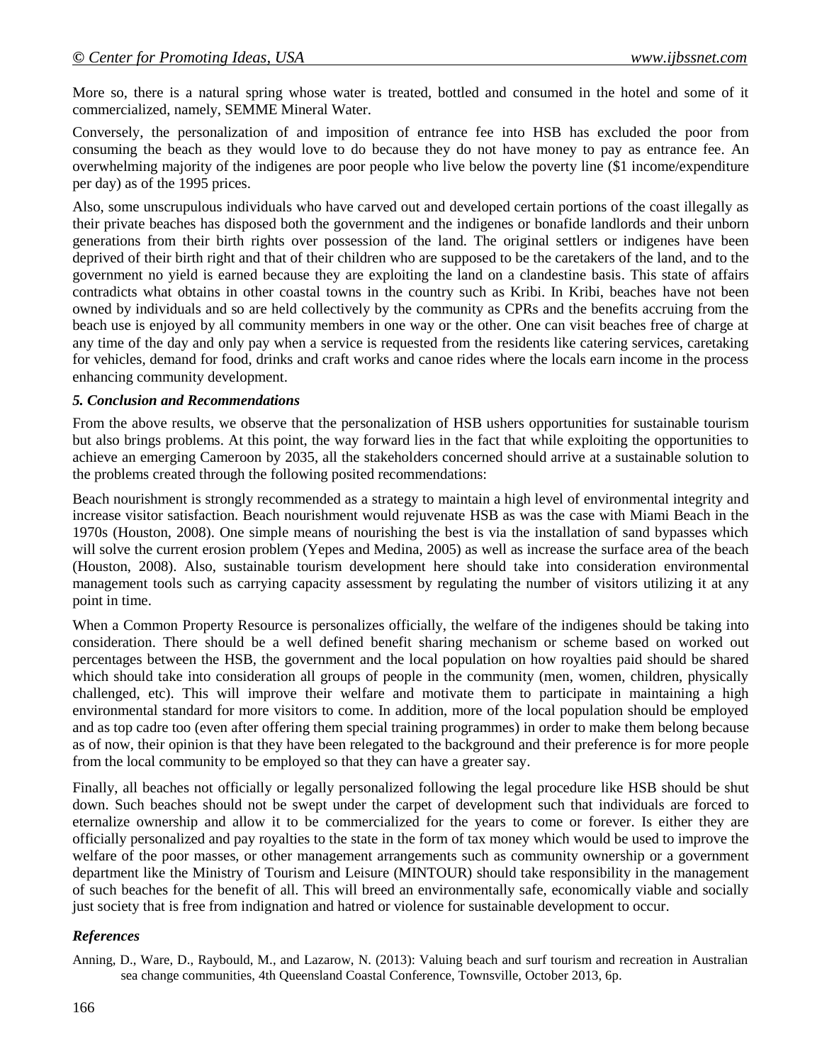More so, there is a natural spring whose water is treated, bottled and consumed in the hotel and some of it commercialized, namely, SEMME Mineral Water.

Conversely, the personalization of and imposition of entrance fee into HSB has excluded the poor from consuming the beach as they would love to do because they do not have money to pay as entrance fee. An overwhelming majority of the indigenes are poor people who live below the poverty line ($1 income/expenditure per day) as of the 1995 prices.

Also, some unscrupulous individuals who have carved out and developed certain portions of the coast illegally as their private beaches has disposed both the government and the indigenes or bonafide landlords and their unborn generations from their birth rights over possession of the land. The original settlers or indigenes have been deprived of their birth right and that of their children who are supposed to be the caretakers of the land, and to the government no yield is earned because they are exploiting the land on a clandestine basis. This state of affairs contradicts what obtains in other coastal towns in the country such as Kribi. In Kribi, beaches have not been owned by individuals and so are held collectively by the community as CPRs and the benefits accruing from the beach use is enjoyed by all community members in one way or the other. One can visit beaches free of charge at any time of the day and only pay when a service is requested from the residents like catering services, caretaking for vehicles, demand for food, drinks and craft works and canoe rides where the locals earn income in the process enhancing community development.

## *5. Conclusion and Recommendations*

From the above results, we observe that the personalization of HSB ushers opportunities for sustainable tourism but also brings problems. At this point, the way forward lies in the fact that while exploiting the opportunities to achieve an emerging Cameroon by 2035, all the stakeholders concerned should arrive at a sustainable solution to the problems created through the following posited recommendations:

Beach nourishment is strongly recommended as a strategy to maintain a high level of environmental integrity and increase visitor satisfaction. Beach nourishment would rejuvenate HSB as was the case with Miami Beach in the 1970s (Houston, 2008). One simple means of nourishing the best is via the installation of sand bypasses which will solve the current erosion problem (Yepes and Medina, 2005) as well as increase the surface area of the beach (Houston, 2008). Also, sustainable tourism development here should take into consideration environmental management tools such as carrying capacity assessment by regulating the number of visitors utilizing it at any point in time.

When a Common Property Resource is personalizes officially, the welfare of the indigenes should be taking into consideration. There should be a well defined benefit sharing mechanism or scheme based on worked out percentages between the HSB, the government and the local population on how royalties paid should be shared which should take into consideration all groups of people in the community (men, women, children, physically challenged, etc). This will improve their welfare and motivate them to participate in maintaining a high environmental standard for more visitors to come. In addition, more of the local population should be employed and as top cadre too (even after offering them special training programmes) in order to make them belong because as of now, their opinion is that they have been relegated to the background and their preference is for more people from the local community to be employed so that they can have a greater say.

Finally, all beaches not officially or legally personalized following the legal procedure like HSB should be shut down. Such beaches should not be swept under the carpet of development such that individuals are forced to eternalize ownership and allow it to be commercialized for the years to come or forever. Is either they are officially personalized and pay royalties to the state in the form of tax money which would be used to improve the welfare of the poor masses, or other management arrangements such as community ownership or a government department like the Ministry of Tourism and Leisure (MINTOUR) should take responsibility in the management of such beaches for the benefit of all. This will breed an environmentally safe, economically viable and socially just society that is free from indignation and hatred or violence for sustainable development to occur.

## *References*

Anning, D., Ware, D., Raybould, M., and Lazarow, N. (2013): Valuing beach and surf tourism and recreation in Australian sea change communities, 4th Queensland Coastal Conference, Townsville, October 2013, 6p.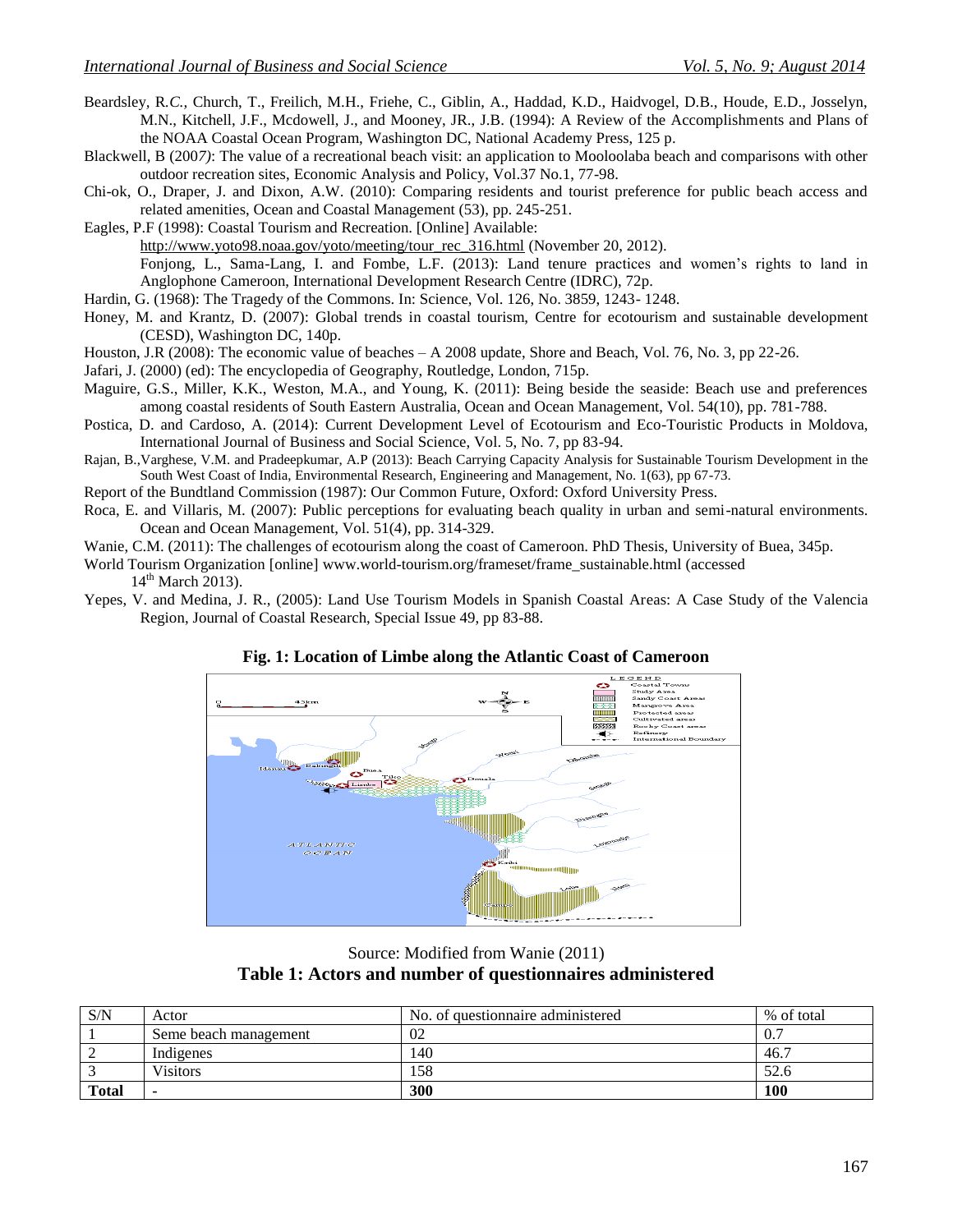Beardsley, R.C., Church, T., Freilich, M.H., Friehe, C., Giblin, A., Haddad, K.D., Haidvogel, D.B., Houde, E.D., Josselyn, M.N., Kitchell, J.F., Mcdowell, J., and Mooney, JR., J.B. (1994): A Review of the Accomplishments and Plans of the NOAA Coastal Ocean Program, Washington DC, National Academy Press, 125 p.

Blackwell, B (2007): The value of a recreational beach visit: an application to Mooloolaba beach and comparisons with other outdoor recreation sites, Economic Analysis and Policy, Vol.37 No.1, 77-98.

Chi-ok, O., Draper, J. and Dixon, A.W. (2010): Comparing residents and tourist preference for public beach access and related amenities, Ocean and Coastal Management (53), pp. 245-251.

Eagles, P.F (1998): Coastal Tourism and Recreation. [Online] Available: http://www.yoto98.noaa.gov/yoto/meeting/tour_rec_316.html (November 20, 2012).

Fonjong, L., Sama-Lang, I. and Fombe, L.F. (2013): Land tenure practices and women's rights to land in Anglophone Cameroon, International Development Research Centre (IDRC), 72p.

Hardin, G. (1968): The Tragedy of the Commons. In: Science, Vol. 126, No. 3859, 1243- 1248.

Honey, M. and Krantz, D. (2007): Global trends in coastal tourism, Centre for ecotourism and sustainable development (CESD), Washington DC, 140p.

Houston, J.R (2008): The economic value of beaches – A 2008 update, Shore and Beach, Vol. 76, No. 3, pp 22-26.

Jafari, J. (2000) (ed): The encyclopedia of Geography, Routledge, London, 715p.

Maguire, G.S., Miller, K.K., Weston, M.A., and Young, K. (2011): Being beside the seaside: Beach use and preferences among coastal residents of South Eastern Australia, Ocean and Ocean Management, Vol. 54(10), pp. 781-788.

Postica, D. and Cardoso, A. (2014): Current Development Level of Ecotourism and Eco-Touristic Products in Moldova, International Journal of Business and Social Science, Vol. 5, No. 7, pp 83-94.

Rajan, B.,Varghese, V.M. and Pradeepkumar, A.P (2013): Beach Carrying Capacity Analysis for Sustainable Tourism Development in the South West Coast of India, Environmental Research, Engineering and Management, No. 1(63), pp 67-73.

Report of the Bundtland Commission (1987): Our Common Future, Oxford: Oxford University Press.

Roca, E. and Villaris, M. (2007): Public perceptions for evaluating beach quality in urban and semi-natural environments. Ocean and Ocean Management, Vol. 51(4), pp. 314-329.

Wanie, C.M. (2011): The challenges of ecotourism along the coast of Cameroon. PhD Thesis, University of Buea, 345p.

World Tourism Organization [online] www.world-tourism.org/frameset/frame_sustainable.html (accessed 14th March 2013).

Yepes, V. and Medina, J. R., (2005): Land Use Tourism Models in Spanish Coastal Areas: A Case Study of the Valencia Region, Journal of Coastal Research, Special Issue 49, pp 83-88.

**Fig. 1: Location of Limbe along the Atlantic Coast of Cameroon**

LEGEND
Coastal Town
Study Area
Sandy Coast Areas
Mangrove Area
Protected areas
Cultivated areas
Rocky Coast areas
Refinery
International Boundary

ATLANTIC OCEAN

Source: Modified from Wanie (2011)

**Table 1: Actors and number of questionnaires administered**

| S/N | Actor | No. of questionnaire administered | % of total |
|---|---|---|---|
| 1 | Seme beach management | 02 | 0.7 |
| 2 | Indigenes | 140 | 46.7 |
| 3 | Visitors | 158 | 52.6 |
| **Total** | - | **300** | **100** |